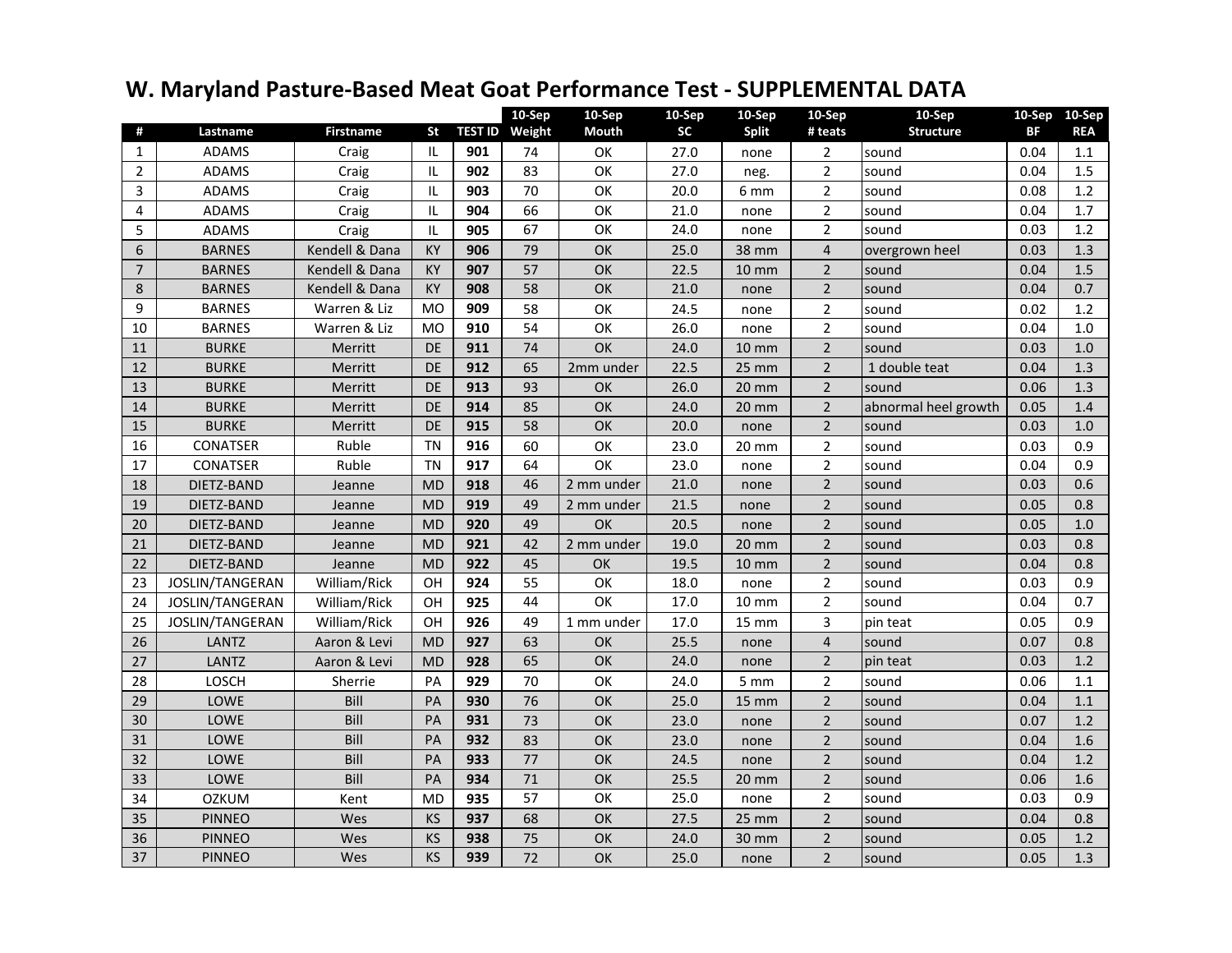# W. Maryland Pasture-Based Meat Goat Performance Test - SUPPLEMENTAL DATA

| # | Lastname | Firstname | St | TEST ID | 10-Sep Weight | 10-Sep Mouth | 10-Sep SC | 10-Sep Split | 10-Sep # teats | 10-Sep Structure | 10-Sep BF | 10-Sep REA |
|---|---|---|---|---|---|---|---|---|---|---|---|---|
| 1 | ADAMS | Craig | IL | **901** | 74 | OK | 27.0 | none | 2 | sound | 0.04 | 1.1 |
| 2 | ADAMS | Craig | IL | **902** | 83 | OK | 27.0 | neg. | 2 | sound | 0.04 | 1.5 |
| 3 | ADAMS | Craig | IL | **903** | 70 | OK | 20.0 | 6 mm | 2 | sound | 0.08 | 1.2 |
| 4 | ADAMS | Craig | IL | **904** | 66 | OK | 21.0 | none | 2 | sound | 0.04 | 1.7 |
| 5 | ADAMS | Craig | IL | **905** | 67 | OK | 24.0 | none | 2 | sound | 0.03 | 1.2 |
| 6 | BARNES | Kendell & Dana | KY | **906** | 79 | OK | 25.0 | 38 mm | 4 | overgrown heel | 0.03 | 1.3 |
| 7 | BARNES | Kendell & Dana | KY | **907** | 57 | OK | 22.5 | 10 mm | 2 | sound | 0.04 | 1.5 |
| 8 | BARNES | Kendell & Dana | KY | **908** | 58 | OK | 21.0 | none | 2 | sound | 0.04 | 0.7 |
| 9 | BARNES | Warren & Liz | MO | **909** | 58 | OK | 24.5 | none | 2 | sound | 0.02 | 1.2 |
| 10 | BARNES | Warren & Liz | MO | **910** | 54 | OK | 26.0 | none | 2 | sound | 0.04 | 1.0 |
| 11 | BURKE | Merritt | DE | **911** | 74 | OK | 24.0 | 10 mm | 2 | sound | 0.03 | 1.0 |
| 12 | BURKE | Merritt | DE | **912** | 65 | 2mm under | 22.5 | 25 mm | 2 | 1 double teat | 0.04 | 1.3 |
| 13 | BURKE | Merritt | DE | **913** | 93 | OK | 26.0 | 20 mm | 2 | sound | 0.06 | 1.3 |
| 14 | BURKE | Merritt | DE | **914** | 85 | OK | 24.0 | 20 mm | 2 | abnormal heel growth | 0.05 | 1.4 |
| 15 | BURKE | Merritt | DE | **915** | 58 | OK | 20.0 | none | 2 | sound | 0.03 | 1.0 |
| 16 | CONATSER | Ruble | TN | **916** | 60 | OK | 23.0 | 20 mm | 2 | sound | 0.03 | 0.9 |
| 17 | CONATSER | Ruble | TN | **917** | 64 | OK | 23.0 | none | 2 | sound | 0.04 | 0.9 |
| 18 | DIETZ-BAND | Jeanne | MD | **918** | 46 | 2 mm under | 21.0 | none | 2 | sound | 0.03 | 0.6 |
| 19 | DIETZ-BAND | Jeanne | MD | **919** | 49 | 2 mm under | 21.5 | none | 2 | sound | 0.05 | 0.8 |
| 20 | DIETZ-BAND | Jeanne | MD | **920** | 49 | OK | 20.5 | none | 2 | sound | 0.05 | 1.0 |
| 21 | DIETZ-BAND | Jeanne | MD | **921** | 42 | 2 mm under | 19.0 | 20 mm | 2 | sound | 0.03 | 0.8 |
| 22 | DIETZ-BAND | Jeanne | MD | **922** | 45 | OK | 19.5 | 10 mm | 2 | sound | 0.04 | 0.8 |
| 23 | JOSLIN/TANGERAN | William/Rick | OH | **924** | 55 | OK | 18.0 | none | 2 | sound | 0.03 | 0.9 |
| 24 | JOSLIN/TANGERAN | William/Rick | OH | **925** | 44 | OK | 17.0 | 10 mm | 2 | sound | 0.04 | 0.7 |
| 25 | JOSLIN/TANGERAN | William/Rick | OH | **926** | 49 | 1 mm under | 17.0 | 15 mm | 3 | pin teat | 0.05 | 0.9 |
| 26 | LANTZ | Aaron & Levi | MD | **927** | 63 | OK | 25.5 | none | 4 | sound | 0.07 | 0.8 |
| 27 | LANTZ | Aaron & Levi | MD | **928** | 65 | OK | 24.0 | none | 2 | pin teat | 0.03 | 1.2 |
| 28 | LOSCH | Sherrie | PA | **929** | 70 | OK | 24.0 | 5 mm | 2 | sound | 0.06 | 1.1 |
| 29 | LOWE | Bill | PA | **930** | 76 | OK | 25.0 | 15 mm | 2 | sound | 0.04 | 1.1 |
| 30 | LOWE | Bill | PA | **931** | 73 | OK | 23.0 | none | 2 | sound | 0.07 | 1.2 |
| 31 | LOWE | Bill | PA | **932** | 83 | OK | 23.0 | none | 2 | sound | 0.04 | 1.6 |
| 32 | LOWE | Bill | PA | **933** | 77 | OK | 24.5 | none | 2 | sound | 0.04 | 1.2 |
| 33 | LOWE | Bill | PA | **934** | 71 | OK | 25.5 | 20 mm | 2 | sound | 0.06 | 1.6 |
| 34 | OZKUM | Kent | MD | **935** | 57 | OK | 25.0 | none | 2 | sound | 0.03 | 0.9 |
| 35 | PINNEO | Wes | KS | **937** | 68 | OK | 27.5 | 25 mm | 2 | sound | 0.04 | 0.8 |
| 36 | PINNEO | Wes | KS | **938** | 75 | OK | 24.0 | 30 mm | 2 | sound | 0.05 | 1.2 |
| 37 | PINNEO | Wes | KS | **939** | 72 | OK | 25.0 | none | 2 | sound | 0.05 | 1.3 |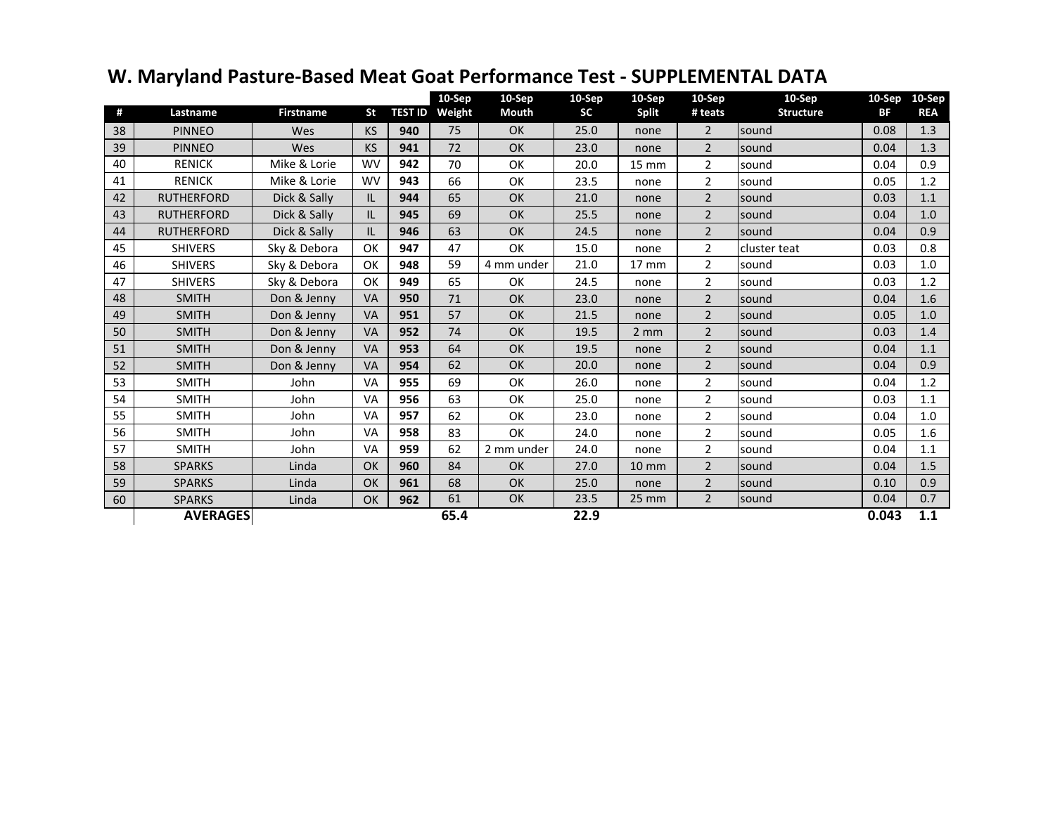# W. Maryland Pasture-Based Meat Goat Performance Test - SUPPLEMENTAL DATA

| # | Lastname | Firstname | St | TEST ID | 10-Sep Weight | 10-Sep Mouth | 10-Sep SC | 10-Sep Split | 10-Sep # teats | 10-Sep Structure | 10-Sep BF | 10-Sep REA |
|---|---|---|---|---|---|---|---|---|---|---|---|---|
| 38 | PINNEO | Wes | KS | **940** | 75 | OK | 25.0 | none | 2 | sound | 0.08 | 1.3 |
| 39 | PINNEO | Wes | KS | **941** | 72 | OK | 23.0 | none | 2 | sound | 0.04 | 1.3 |
| 40 | RENICK | Mike & Lorie | WV | **942** | 70 | OK | 20.0 | 15 mm | 2 | sound | 0.04 | 0.9 |
| 41 | RENICK | Mike & Lorie | WV | **943** | 66 | OK | 23.5 | none | 2 | sound | 0.05 | 1.2 |
| 42 | RUTHERFORD | Dick & Sally | IL | **944** | 65 | OK | 21.0 | none | 2 | sound | 0.03 | 1.1 |
| 43 | RUTHERFORD | Dick & Sally | IL | **945** | 69 | OK | 25.5 | none | 2 | sound | 0.04 | 1.0 |
| 44 | RUTHERFORD | Dick & Sally | IL | **946** | 63 | OK | 24.5 | none | 2 | sound | 0.04 | 0.9 |
| 45 | SHIVERS | Sky & Debora | OK | **947** | 47 | OK | 15.0 | none | 2 | cluster teat | 0.03 | 0.8 |
| 46 | SHIVERS | Sky & Debora | OK | **948** | 59 | 4 mm under | 21.0 | 17 mm | 2 | sound | 0.03 | 1.0 |
| 47 | SHIVERS | Sky & Debora | OK | **949** | 65 | OK | 24.5 | none | 2 | sound | 0.03 | 1.2 |
| 48 | SMITH | Don & Jenny | VA | **950** | 71 | OK | 23.0 | none | 2 | sound | 0.04 | 1.6 |
| 49 | SMITH | Don & Jenny | VA | **951** | 57 | OK | 21.5 | none | 2 | sound | 0.05 | 1.0 |
| 50 | SMITH | Don & Jenny | VA | **952** | 74 | OK | 19.5 | 2 mm | 2 | sound | 0.03 | 1.4 |
| 51 | SMITH | Don & Jenny | VA | **953** | 64 | OK | 19.5 | none | 2 | sound | 0.04 | 1.1 |
| 52 | SMITH | Don & Jenny | VA | **954** | 62 | OK | 20.0 | none | 2 | sound | 0.04 | 0.9 |
| 53 | SMITH | John | VA | **955** | 69 | OK | 26.0 | none | 2 | sound | 0.04 | 1.2 |
| 54 | SMITH | John | VA | **956** | 63 | OK | 25.0 | none | 2 | sound | 0.03 | 1.1 |
| 55 | SMITH | John | VA | **957** | 62 | OK | 23.0 | none | 2 | sound | 0.04 | 1.0 |
| 56 | SMITH | John | VA | **958** | 83 | OK | 24.0 | none | 2 | sound | 0.05 | 1.6 |
| 57 | SMITH | John | VA | **959** | 62 | 2 mm under | 24.0 | none | 2 | sound | 0.04 | 1.1 |
| 58 | SPARKS | Linda | OK | **960** | 84 | OK | 27.0 | 10 mm | 2 | sound | 0.04 | 1.5 |
| 59 | SPARKS | Linda | OK | **961** | 68 | OK | 25.0 | none | 2 | sound | 0.10 | 0.9 |
| 60 | SPARKS | Linda | OK | **962** | 61 | OK | 23.5 | 25 mm | 2 | sound | 0.04 | 0.7 |
| | **AVERAGES** | | | | **65.4** | | **22.9** | | | | **0.043** | **1.1** |